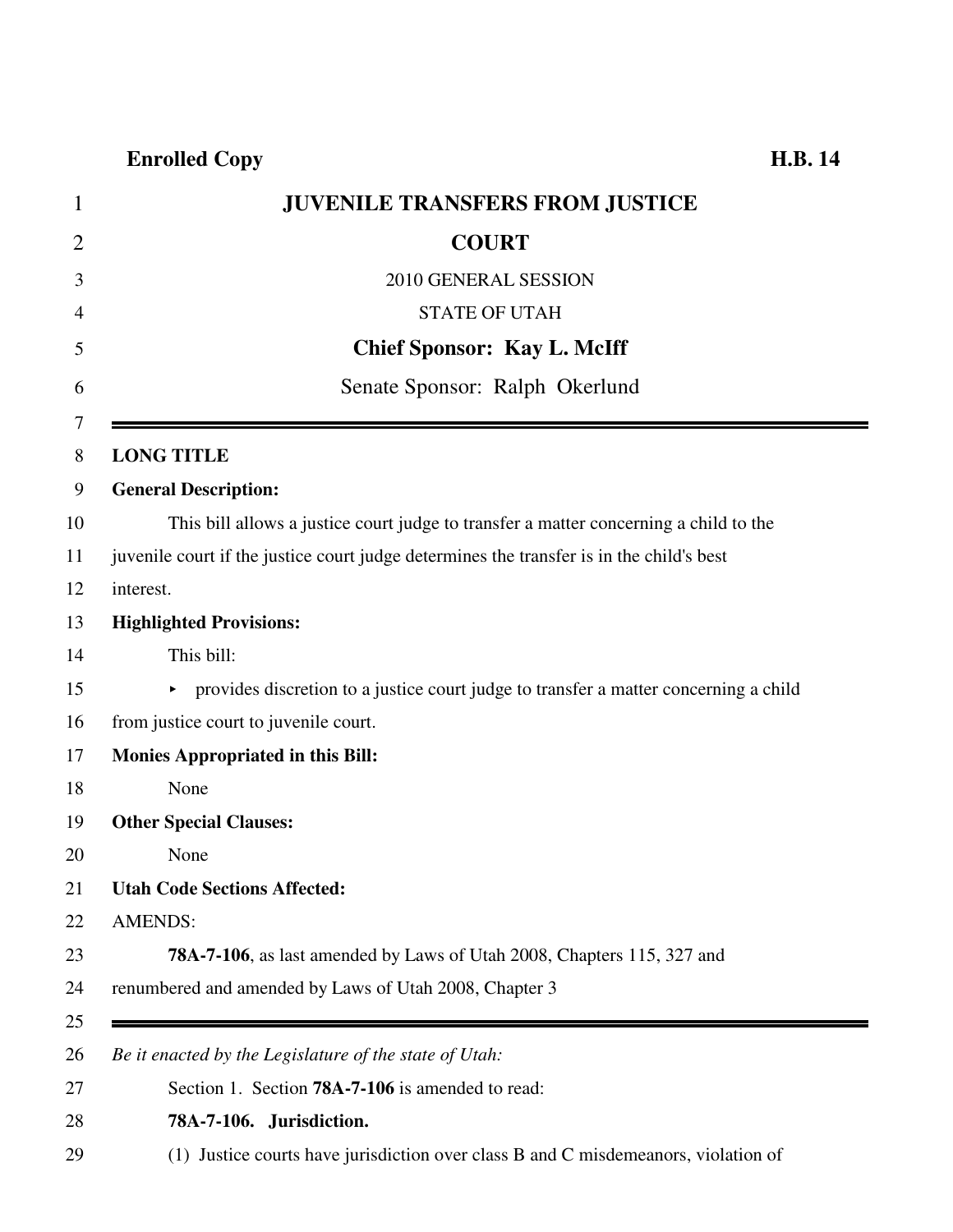**Enrolled Copy** **H.B. 14**

# JUVENILE TRANSFERS FROM JUSTICE COURT

2010 GENERAL SESSION

STATE OF UTAH

**Chief Sponsor: Kay L. McIff**

Senate Sponsor: Ralph Okerlund

---

**LONG TITLE**

**General Description:**

This bill allows a justice court judge to transfer a matter concerning a child to the juvenile court if the justice court judge determines the transfer is in the child's best interest.

**Highlighted Provisions:**

This bill:

- provides discretion to a justice court judge to transfer a matter concerning a child from justice court to juvenile court.

**Monies Appropriated in this Bill:**

None

**Other Special Clauses:**

None

**Utah Code Sections Affected:**

AMENDS:

**78A-7-106**, as last amended by Laws of Utah 2008, Chapters 115, 327 and renumbered and amended by Laws of Utah 2008, Chapter 3

---

*Be it enacted by the Legislature of the state of Utah:*

Section 1. Section **78A-7-106** is amended to read:

**78A-7-106. Jurisdiction.**

(1) Justice courts have jurisdiction over class B and C misdemeanors, violation of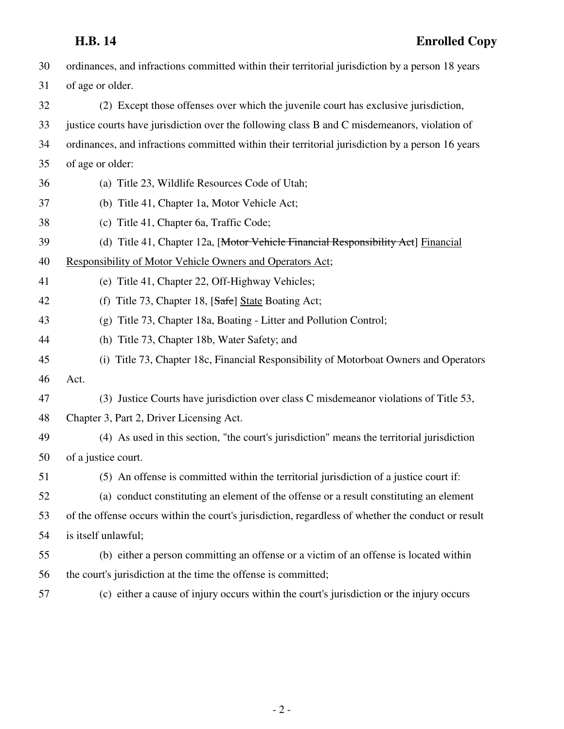ordinances, and infractions committed within their territorial jurisdiction by a person 18 years of age or older.

(2) Except those offenses over which the juvenile court has exclusive jurisdiction, justice courts have jurisdiction over the following class B and C misdemeanors, violation of ordinances, and infractions committed within their territorial jurisdiction by a person 16 years of age or older:

(a) Title 23, Wildlife Resources Code of Utah;

(b) Title 41, Chapter 1a, Motor Vehicle Act;

(c) Title 41, Chapter 6a, Traffic Code;

(d) Title 41, Chapter 12a, [~~Motor Vehicle Financial Responsibility Act~~] <u>Financial Responsibility of Motor Vehicle Owners and Operators Act</u>;

(e) Title 41, Chapter 22, Off-Highway Vehicles;

(f) Title 73, Chapter 18, [~~Safe~~] <u>State</u> Boating Act;

(g) Title 73, Chapter 18a, Boating - Litter and Pollution Control;

(h) Title 73, Chapter 18b, Water Safety; and

(i) Title 73, Chapter 18c, Financial Responsibility of Motorboat Owners and Operators Act.

(3) Justice Courts have jurisdiction over class C misdemeanor violations of Title 53, Chapter 3, Part 2, Driver Licensing Act.

(4) As used in this section, "the court's jurisdiction" means the territorial jurisdiction of a justice court.

(5) An offense is committed within the territorial jurisdiction of a justice court if:

(a) conduct constituting an element of the offense or a result constituting an element of the offense occurs within the court's jurisdiction, regardless of whether the conduct or result is itself unlawful;

(b) either a person committing an offense or a victim of an offense is located within the court's jurisdiction at the time the offense is committed;

(c) either a cause of injury occurs within the court's jurisdiction or the injury occurs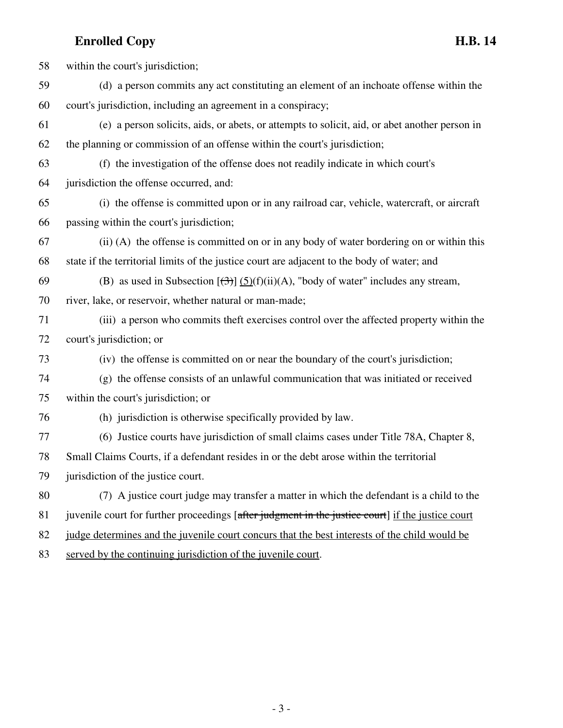58 within the court's jurisdiction;

59 (d) a person commits any act constituting an element of an inchoate offense within the

60 court's jurisdiction, including an agreement in a conspiracy;

61 (e) a person solicits, aids, or abets, or attempts to solicit, aid, or abet another person in

62 the planning or commission of an offense within the court's jurisdiction;

63 (f) the investigation of the offense does not readily indicate in which court's

64 jurisdiction the offense occurred, and:

65 (i) the offense is committed upon or in any railroad car, vehicle, watercraft, or aircraft

66 passing within the court's jurisdiction;

67 (ii) (A) the offense is committed on or in any body of water bordering on or within this

68 state if the territorial limits of the justice court are adjacent to the body of water; and

69 (B) as used in Subsection [~~(3)~~] <u>(5)</u>(f)(ii)(A), "body of water" includes any stream,

70 river, lake, or reservoir, whether natural or man-made;

71 (iii) a person who commits theft exercises control over the affected property within the

72 court's jurisdiction; or

73 (iv) the offense is committed on or near the boundary of the court's jurisdiction;

74 (g) the offense consists of an unlawful communication that was initiated or received

75 within the court's jurisdiction; or

76 (h) jurisdiction is otherwise specifically provided by law.

77 (6) Justice courts have jurisdiction of small claims cases under Title 78A, Chapter 8,

78 Small Claims Courts, if a defendant resides in or the debt arose within the territorial

79 jurisdiction of the justice court.

80 (7) A justice court judge may transfer a matter in which the defendant is a child to the

81 juvenile court for further proceedings [~~after judgment in the justice court~~] <u>if the justice court</u>

82 <u>judge determines and the juvenile court concurs that the best interests of the child would be</u>

83 <u>served by the continuing jurisdiction of the juvenile court</u>.